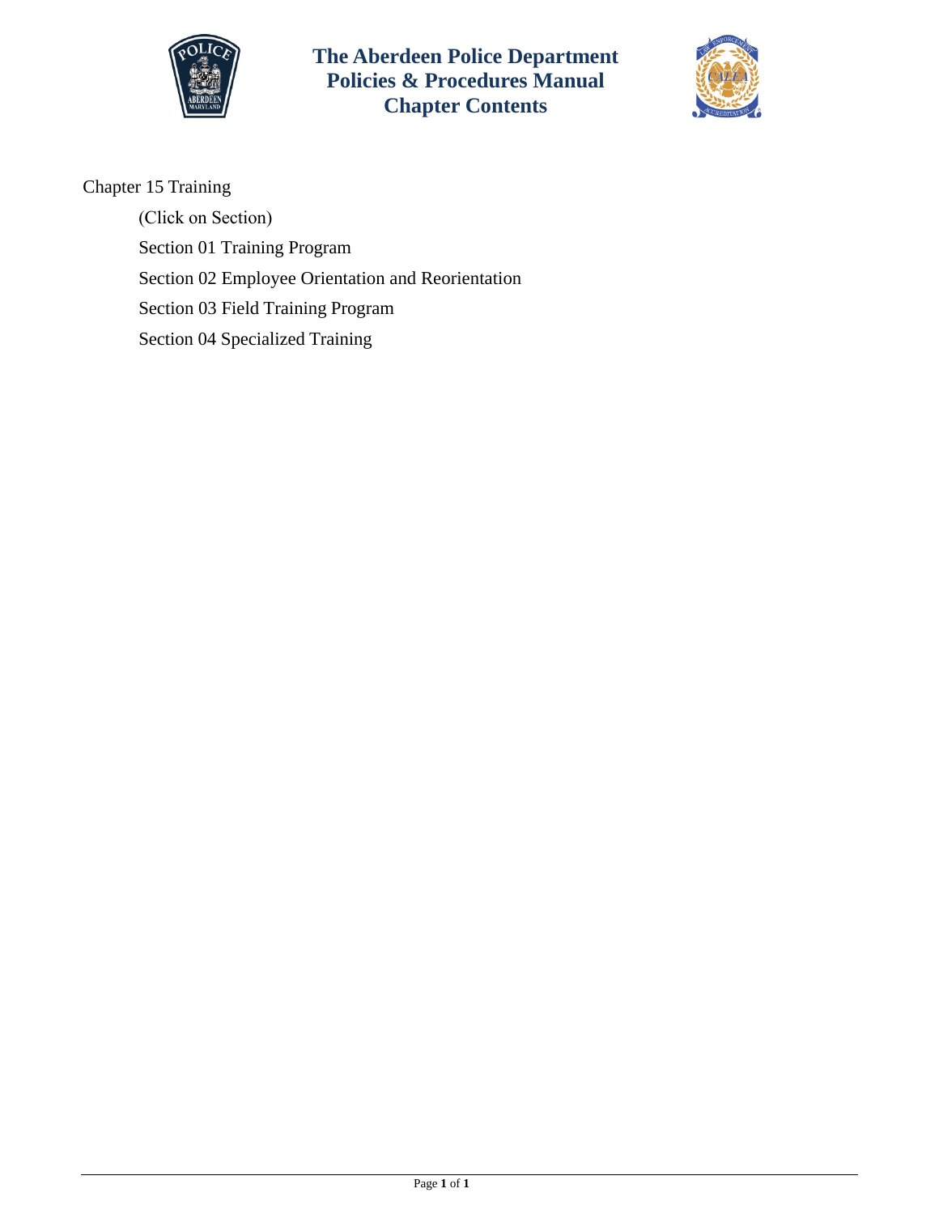# The Aberdeen Police Department
# Policies & Procedures Manual
# Chapter Contents

Chapter 15 Training

(Click on Section)

Section 01 Training Program

Section 02 Employee Orientation and Reorientation

Section 03 Field Training Program

Section 04 Specialized Training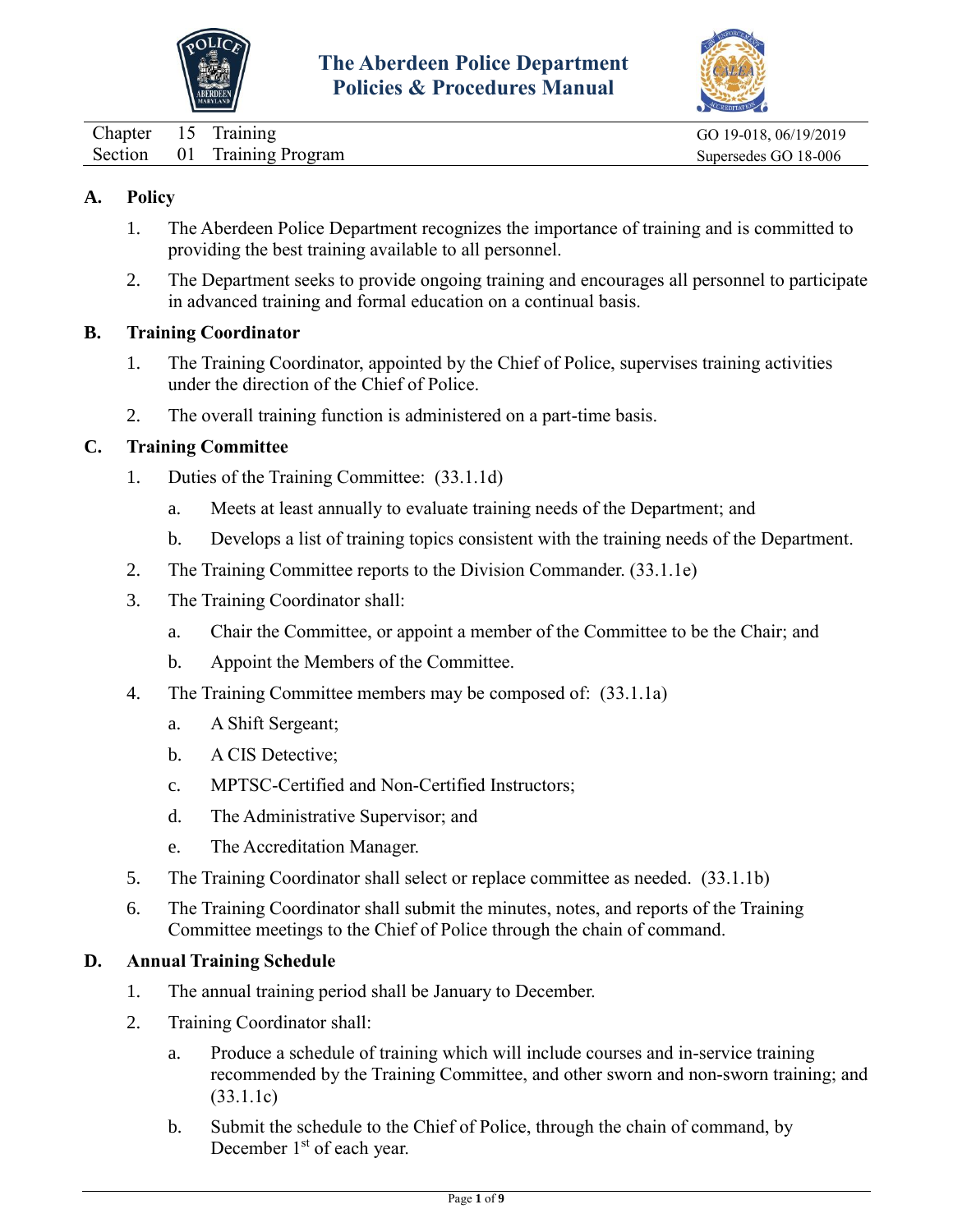# The Aberdeen Police Department Policies & Procedures Manual

| Chapter 15 Training | GO 19-018, 06/19/2019 |
|---|---|
| Section 01 Training Program | Supersedes GO 18-006 |

## A. Policy

1. The Aberdeen Police Department recognizes the importance of training and is committed to providing the best training available to all personnel.
2. The Department seeks to provide ongoing training and encourages all personnel to participate in advanced training and formal education on a continual basis.

## B. Training Coordinator

1. The Training Coordinator, appointed by the Chief of Police, supervises training activities under the direction of the Chief of Police.
2. The overall training function is administered on a part-time basis.

## C. Training Committee

1. Duties of the Training Committee: (33.1.1d)
   a. Meets at least annually to evaluate training needs of the Department; and
   b. Develops a list of training topics consistent with the training needs of the Department.
2. The Training Committee reports to the Division Commander. (33.1.1e)
3. The Training Coordinator shall:
   a. Chair the Committee, or appoint a member of the Committee to be the Chair; and
   b. Appoint the Members of the Committee.
4. The Training Committee members may be composed of: (33.1.1a)
   a. A Shift Sergeant;
   b. A CIS Detective;
   c. MPTSC-Certified and Non-Certified Instructors;
   d. The Administrative Supervisor; and
   e. The Accreditation Manager.
5. The Training Coordinator shall select or replace committee as needed. (33.1.1b)
6. The Training Coordinator shall submit the minutes, notes, and reports of the Training Committee meetings to the Chief of Police through the chain of command.

## D. Annual Training Schedule

1. The annual training period shall be January to December.
2. Training Coordinator shall:
   a. Produce a schedule of training which will include courses and in-service training recommended by the Training Committee, and other sworn and non-sworn training; and (33.1.1c)
   b. Submit the schedule to the Chief of Police, through the chain of command, by December 1st of each year.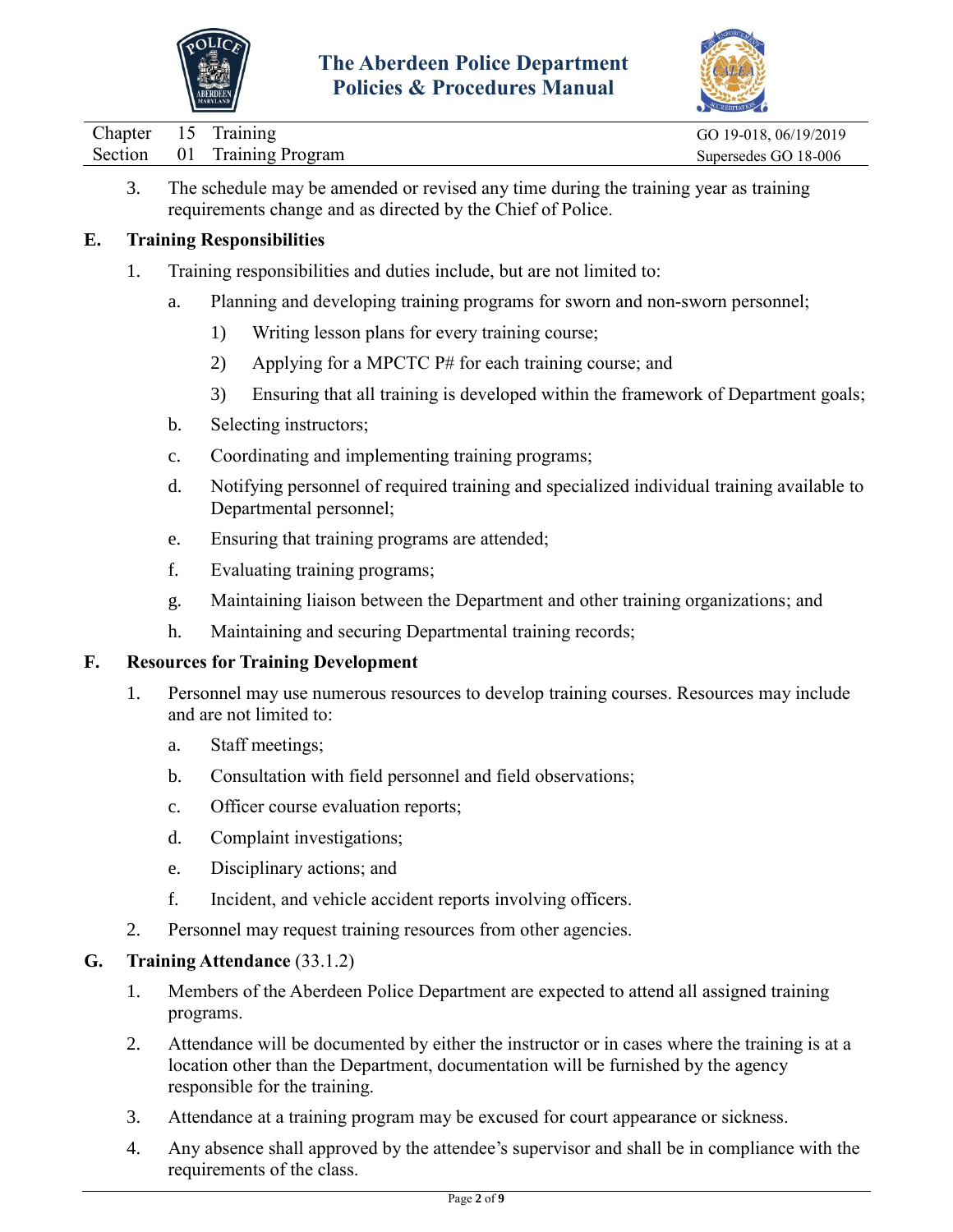3. The schedule may be amended or revised any time during the training year as training requirements change and as directed by the Chief of Police.

## E. Training Responsibilities

1. Training responsibilities and duties include, but are not limited to:
   - a. Planning and developing training programs for sworn and non-sworn personnel;
     - 1) Writing lesson plans for every training course;
     - 2) Applying for a MPCTC P# for each training course; and
     - 3) Ensuring that all training is developed within the framework of Department goals;
   - b. Selecting instructors;
   - c. Coordinating and implementing training programs;
   - d. Notifying personnel of required training and specialized individual training available to Departmental personnel;
   - e. Ensuring that training programs are attended;
   - f. Evaluating training programs;
   - g. Maintaining liaison between the Department and other training organizations; and
   - h. Maintaining and securing Departmental training records;

## F. Resources for Training Development

1. Personnel may use numerous resources to develop training courses. Resources may include and are not limited to:
   - a. Staff meetings;
   - b. Consultation with field personnel and field observations;
   - c. Officer course evaluation reports;
   - d. Complaint investigations;
   - e. Disciplinary actions; and
   - f. Incident, and vehicle accident reports involving officers.
2. Personnel may request training resources from other agencies.

## G. Training Attendance (33.1.2)

1. Members of the Aberdeen Police Department are expected to attend all assigned training programs.
2. Attendance will be documented by either the instructor or in cases where the training is at a location other than the Department, documentation will be furnished by the agency responsible for the training.
3. Attendance at a training program may be excused for court appearance or sickness.
4. Any absence shall approved by the attendee's supervisor and shall be in compliance with the requirements of the class.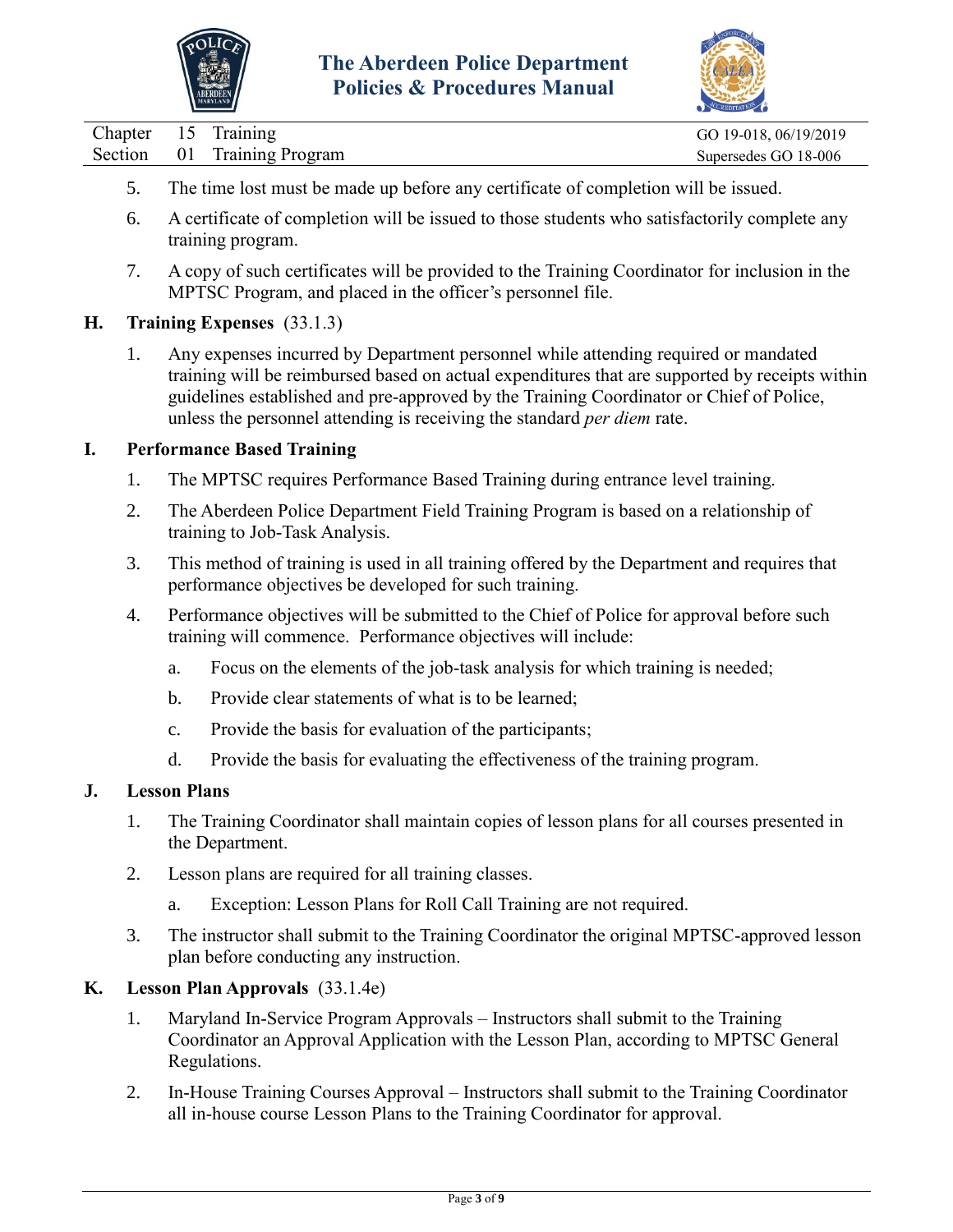5. The time lost must be made up before any certificate of completion will be issued.

6. A certificate of completion will be issued to those students who satisfactorily complete any training program.

7. A copy of such certificates will be provided to the Training Coordinator for inclusion in the MPTSC Program, and placed in the officer's personnel file.

**H. Training Expenses** (33.1.3)

1. Any expenses incurred by Department personnel while attending required or mandated training will be reimbursed based on actual expenditures that are supported by receipts within guidelines established and pre-approved by the Training Coordinator or Chief of Police, unless the personnel attending is receiving the standard *per diem* rate.

**I. Performance Based Training**

1. The MPTSC requires Performance Based Training during entrance level training.

2. The Aberdeen Police Department Field Training Program is based on a relationship of training to Job-Task Analysis.

3. This method of training is used in all training offered by the Department and requires that performance objectives be developed for such training.

4. Performance objectives will be submitted to the Chief of Police for approval before such training will commence. Performance objectives will include:

   a. Focus on the elements of the job-task analysis for which training is needed;

   b. Provide clear statements of what is to be learned;

   c. Provide the basis for evaluation of the participants;

   d. Provide the basis for evaluating the effectiveness of the training program.

**J. Lesson Plans**

1. The Training Coordinator shall maintain copies of lesson plans for all courses presented in the Department.

2. Lesson plans are required for all training classes.

   a. Exception: Lesson Plans for Roll Call Training are not required.

3. The instructor shall submit to the Training Coordinator the original MPTSC-approved lesson plan before conducting any instruction.

**K. Lesson Plan Approvals** (33.1.4e)

1. Maryland In-Service Program Approvals – Instructors shall submit to the Training Coordinator an Approval Application with the Lesson Plan, according to MPTSC General Regulations.

2. In-House Training Courses Approval – Instructors shall submit to the Training Coordinator all in-house course Lesson Plans to the Training Coordinator for approval.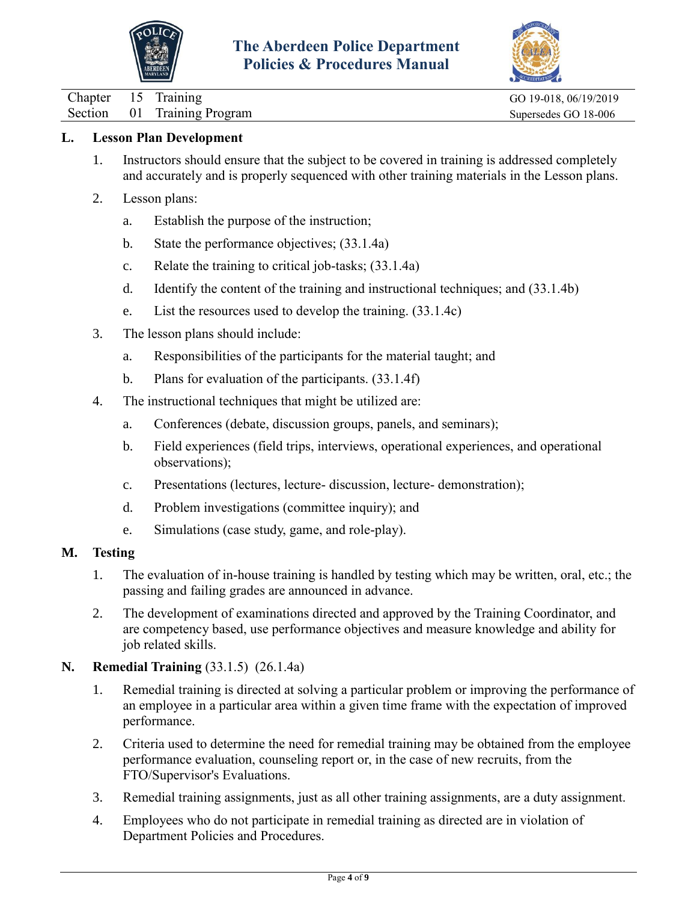## L. Lesson Plan Development

1. Instructors should ensure that the subject to be covered in training is addressed completely and accurately and is properly sequenced with other training materials in the Lesson plans.
2. Lesson plans:
   a. Establish the purpose of the instruction;
   b. State the performance objectives; (33.1.4a)
   c. Relate the training to critical job-tasks; (33.1.4a)
   d. Identify the content of the training and instructional techniques; and (33.1.4b)
   e. List the resources used to develop the training. (33.1.4c)
3. The lesson plans should include:
   a. Responsibilities of the participants for the material taught; and
   b. Plans for evaluation of the participants. (33.1.4f)
4. The instructional techniques that might be utilized are:
   a. Conferences (debate, discussion groups, panels, and seminars);
   b. Field experiences (field trips, interviews, operational experiences, and operational observations);
   c. Presentations (lectures, lecture- discussion, lecture- demonstration);
   d. Problem investigations (committee inquiry); and
   e. Simulations (case study, game, and role-play).

## M. Testing

1. The evaluation of in-house training is handled by testing which may be written, oral, etc.; the passing and failing grades are announced in advance.
2. The development of examinations directed and approved by the Training Coordinator, and are competency based, use performance objectives and measure knowledge and ability for job related skills.

## N. Remedial Training (33.1.5) (26.1.4a)

1. Remedial training is directed at solving a particular problem or improving the performance of an employee in a particular area within a given time frame with the expectation of improved performance.
2. Criteria used to determine the need for remedial training may be obtained from the employee performance evaluation, counseling report or, in the case of new recruits, from the FTO/Supervisor's Evaluations.
3. Remedial training assignments, just as all other training assignments, are a duty assignment.
4. Employees who do not participate in remedial training as directed are in violation of Department Policies and Procedures.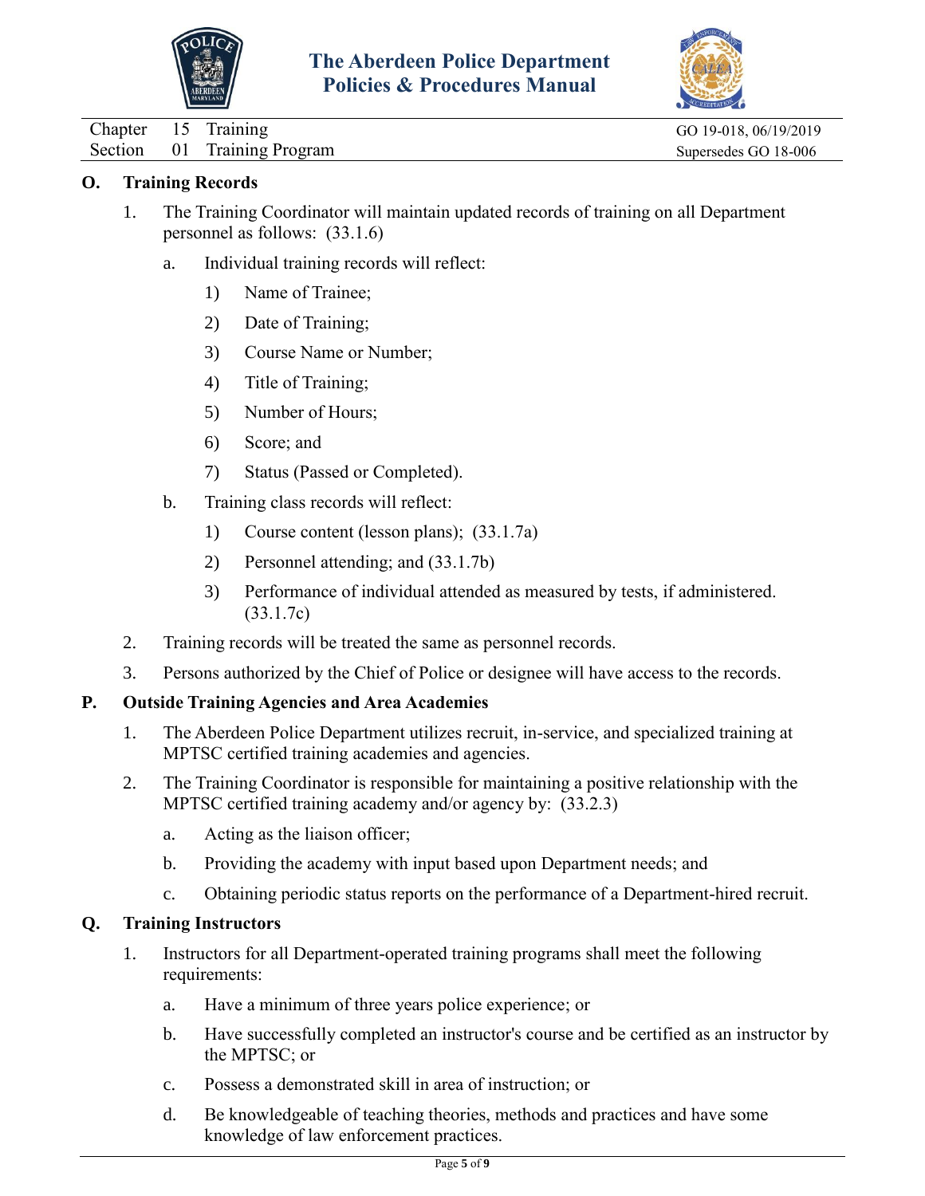## O. Training Records

1. The Training Coordinator will maintain updated records of training on all Department personnel as follows: (33.1.6)

   a. Individual training records will reflect:

      1) Name of Trainee;

      2) Date of Training;

      3) Course Name or Number;

      4) Title of Training;

      5) Number of Hours;

      6) Score; and

      7) Status (Passed or Completed).

   b. Training class records will reflect:

      1) Course content (lesson plans); (33.1.7a)

      2) Personnel attending; and (33.1.7b)

      3) Performance of individual attended as measured by tests, if administered. (33.1.7c)

2. Training records will be treated the same as personnel records.

3. Persons authorized by the Chief of Police or designee will have access to the records.

## P. Outside Training Agencies and Area Academies

1. The Aberdeen Police Department utilizes recruit, in-service, and specialized training at MPTSC certified training academies and agencies.

2. The Training Coordinator is responsible for maintaining a positive relationship with the MPTSC certified training academy and/or agency by: (33.2.3)

   a. Acting as the liaison officer;

   b. Providing the academy with input based upon Department needs; and

   c. Obtaining periodic status reports on the performance of a Department-hired recruit.

## Q. Training Instructors

1. Instructors for all Department-operated training programs shall meet the following requirements:

   a. Have a minimum of three years police experience; or

   b. Have successfully completed an instructor's course and be certified as an instructor by the MPTSC; or

   c. Possess a demonstrated skill in area of instruction; or

   d. Be knowledgeable of teaching theories, methods and practices and have some knowledge of law enforcement practices.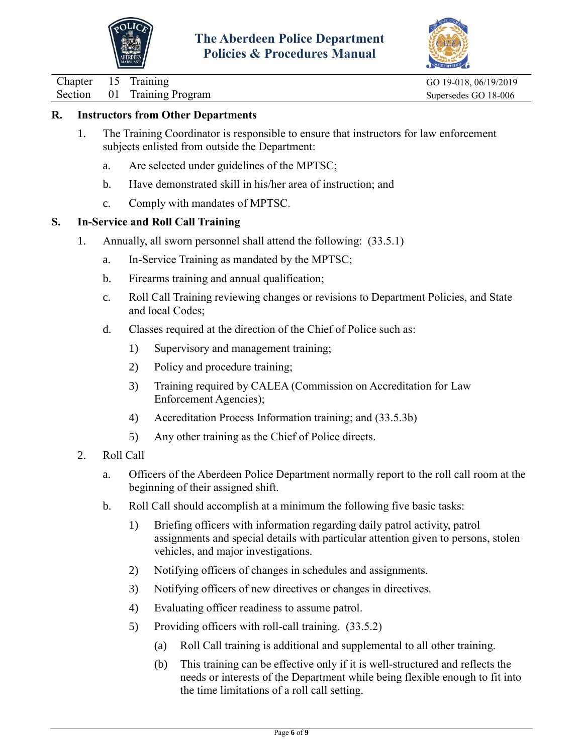## R. Instructors from Other Departments

1. The Training Coordinator is responsible to ensure that instructors for law enforcement subjects enlisted from outside the Department:

   a. Are selected under guidelines of the MPTSC;

   b. Have demonstrated skill in his/her area of instruction; and

   c. Comply with mandates of MPTSC.

## S. In-Service and Roll Call Training

1. Annually, all sworn personnel shall attend the following: (33.5.1)

   a. In-Service Training as mandated by the MPTSC;

   b. Firearms training and annual qualification;

   c. Roll Call Training reviewing changes or revisions to Department Policies, and State and local Codes;

   d. Classes required at the direction of the Chief of Police such as:

      1) Supervisory and management training;

      2) Policy and procedure training;

      3) Training required by CALEA (Commission on Accreditation for Law Enforcement Agencies);

      4) Accreditation Process Information training; and (33.5.3b)

      5) Any other training as the Chief of Police directs.

2. Roll Call

   a. Officers of the Aberdeen Police Department normally report to the roll call room at the beginning of their assigned shift.

   b. Roll Call should accomplish at a minimum the following five basic tasks:

      1) Briefing officers with information regarding daily patrol activity, patrol assignments and special details with particular attention given to persons, stolen vehicles, and major investigations.

      2) Notifying officers of changes in schedules and assignments.

      3) Notifying officers of new directives or changes in directives.

      4) Evaluating officer readiness to assume patrol.

      5) Providing officers with roll-call training. (33.5.2)

         (a) Roll Call training is additional and supplemental to all other training.

         (b) This training can be effective only if it is well-structured and reflects the needs or interests of the Department while being flexible enough to fit into the time limitations of a roll call setting.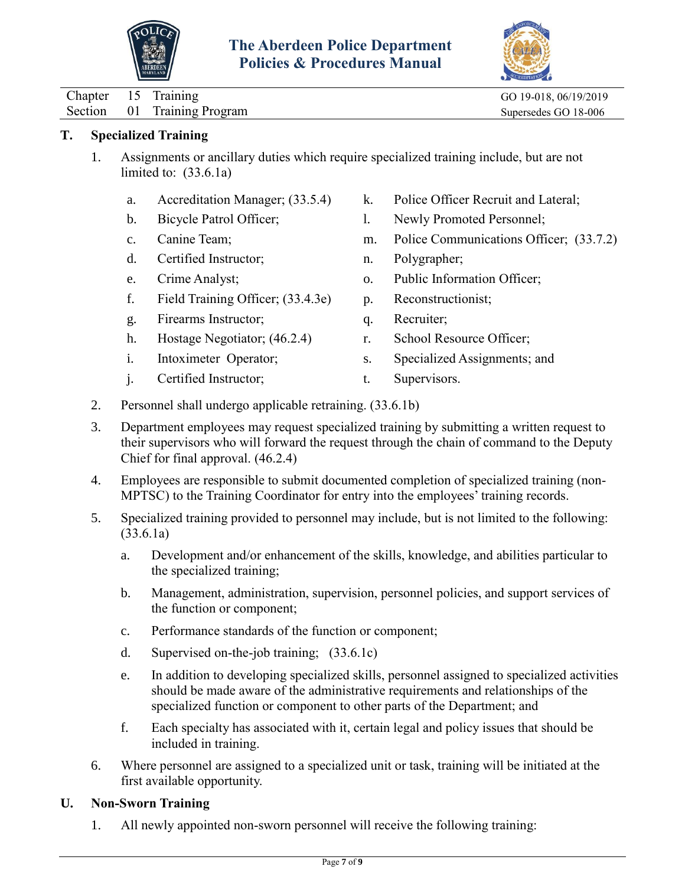## T. Specialized Training

1. Assignments or ancillary duties which require specialized training include, but are not limited to: (33.6.1a)

   a. Accreditation Manager; (33.5.4)
   b. Bicycle Patrol Officer;
   c. Canine Team;
   d. Certified Instructor;
   e. Crime Analyst;
   f. Field Training Officer; (33.4.3e)
   g. Firearms Instructor;
   h. Hostage Negotiator; (46.2.4)
   i. Intoximeter Operator;
   j. Certified Instructor;
   k. Police Officer Recruit and Lateral;
   l. Newly Promoted Personnel;
   m. Police Communications Officer; (33.7.2)
   n. Polygrapher;
   o. Public Information Officer;
   p. Reconstructionist;
   q. Recruiter;
   r. School Resource Officer;
   s. Specialized Assignments; and
   t. Supervisors.

2. Personnel shall undergo applicable retraining. (33.6.1b)

3. Department employees may request specialized training by submitting a written request to their supervisors who will forward the request through the chain of command to the Deputy Chief for final approval. (46.2.4)

4. Employees are responsible to submit documented completion of specialized training (non-MPTSC) to the Training Coordinator for entry into the employees' training records.

5. Specialized training provided to personnel may include, but is not limited to the following: (33.6.1a)

   a. Development and/or enhancement of the skills, knowledge, and abilities particular to the specialized training;

   b. Management, administration, supervision, personnel policies, and support services of the function or component;

   c. Performance standards of the function or component;

   d. Supervised on-the-job training; (33.6.1c)

   e. In addition to developing specialized skills, personnel assigned to specialized activities should be made aware of the administrative requirements and relationships of the specialized function or component to other parts of the Department; and

   f. Each specialty has associated with it, certain legal and policy issues that should be included in training.

6. Where personnel are assigned to a specialized unit or task, training will be initiated at the first available opportunity.

## U. Non-Sworn Training

1. All newly appointed non-sworn personnel will receive the following training: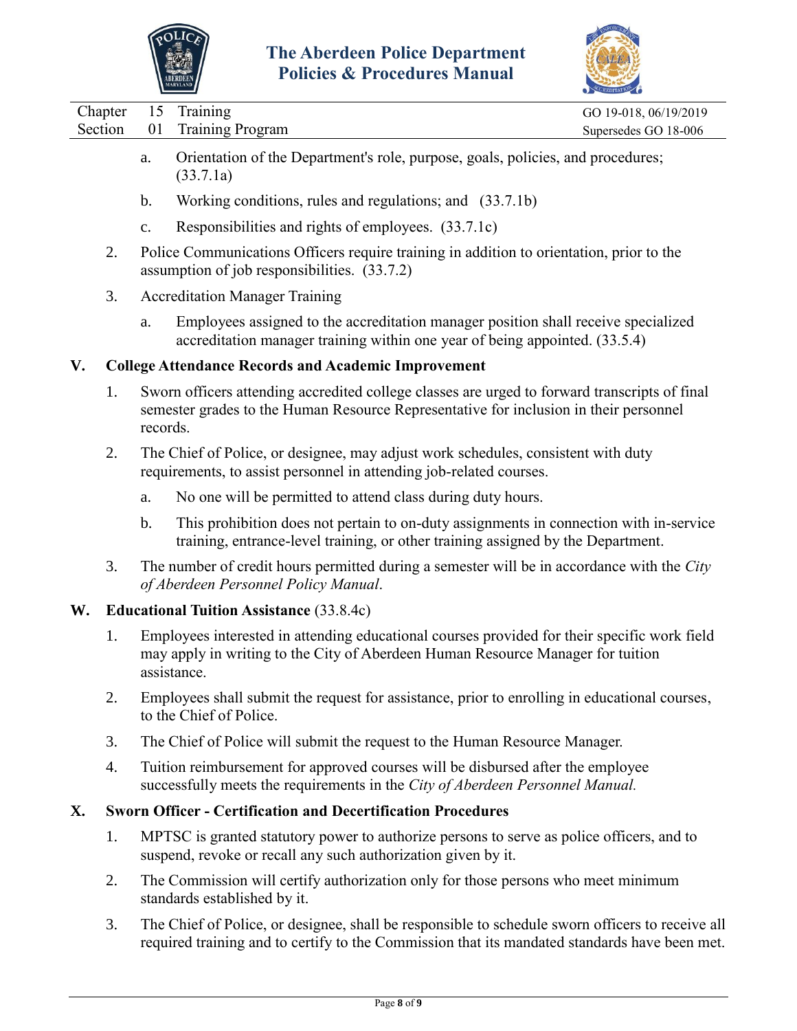a. Orientation of the Department's role, purpose, goals, policies, and procedures; (33.7.1a)

b. Working conditions, rules and regulations; and (33.7.1b)

c. Responsibilities and rights of employees. (33.7.1c)

2. Police Communications Officers require training in addition to orientation, prior to the assumption of job responsibilities. (33.7.2)

3. Accreditation Manager Training

a. Employees assigned to the accreditation manager position shall receive specialized accreditation manager training within one year of being appointed. (33.5.4)

## V. College Attendance Records and Academic Improvement

1. Sworn officers attending accredited college classes are urged to forward transcripts of final semester grades to the Human Resource Representative for inclusion in their personnel records.

2. The Chief of Police, or designee, may adjust work schedules, consistent with duty requirements, to assist personnel in attending job-related courses.

a. No one will be permitted to attend class during duty hours.

b. This prohibition does not pertain to on-duty assignments in connection with in-service training, entrance-level training, or other training assigned by the Department.

3. The number of credit hours permitted during a semester will be in accordance with the *City of Aberdeen Personnel Policy Manual*.

## W. Educational Tuition Assistance (33.8.4c)

1. Employees interested in attending educational courses provided for their specific work field may apply in writing to the City of Aberdeen Human Resource Manager for tuition assistance.

2. Employees shall submit the request for assistance, prior to enrolling in educational courses, to the Chief of Police.

3. The Chief of Police will submit the request to the Human Resource Manager.

4. Tuition reimbursement for approved courses will be disbursed after the employee successfully meets the requirements in the *City of Aberdeen Personnel Manual.*

## X. Sworn Officer - Certification and Decertification Procedures

1. MPTSC is granted statutory power to authorize persons to serve as police officers, and to suspend, revoke or recall any such authorization given by it.

2. The Commission will certify authorization only for those persons who meet minimum standards established by it.

3. The Chief of Police, or designee, shall be responsible to schedule sworn officers to receive all required training and to certify to the Commission that its mandated standards have been met.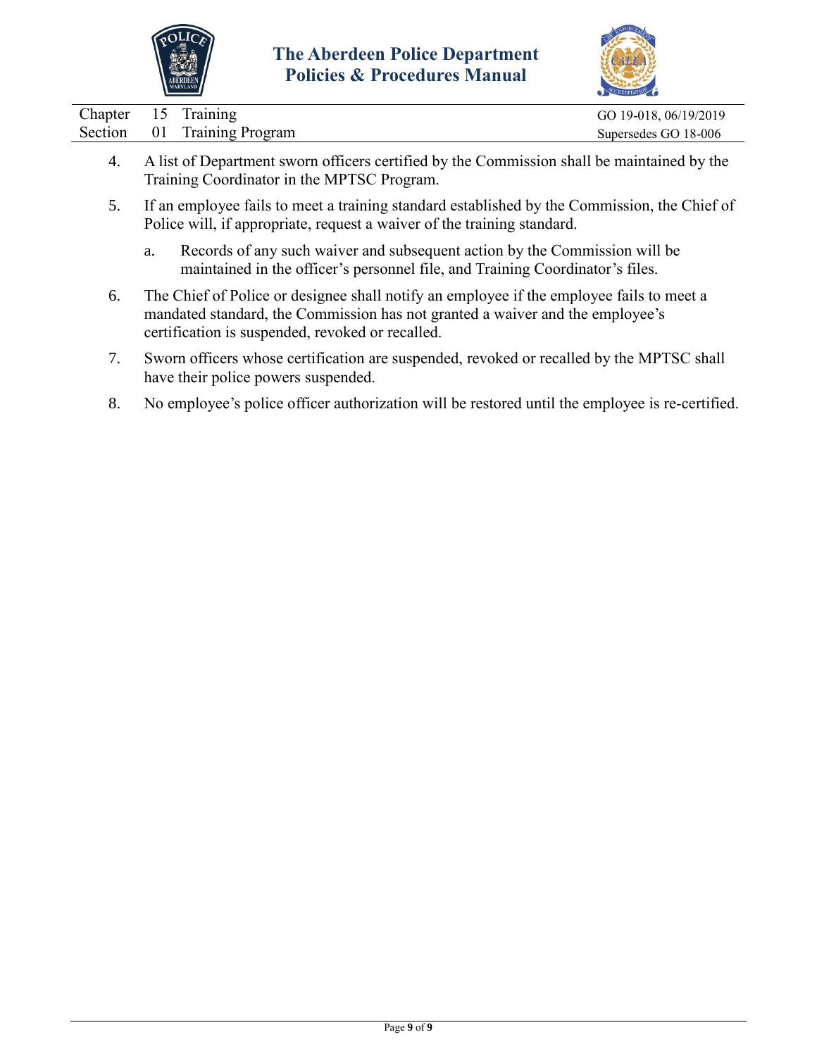4. A list of Department sworn officers certified by the Commission shall be maintained by the Training Coordinator in the MPTSC Program.

5. If an employee fails to meet a training standard established by the Commission, the Chief of Police will, if appropriate, request a waiver of the training standard.

   a. Records of any such waiver and subsequent action by the Commission will be maintained in the officer's personnel file, and Training Coordinator's files.

6. The Chief of Police or designee shall notify an employee if the employee fails to meet a mandated standard, the Commission has not granted a waiver and the employee's certification is suspended, revoked or recalled.

7. Sworn officers whose certification are suspended, revoked or recalled by the MPTSC shall have their police powers suspended.

8. No employee's police officer authorization will be restored until the employee is re-certified.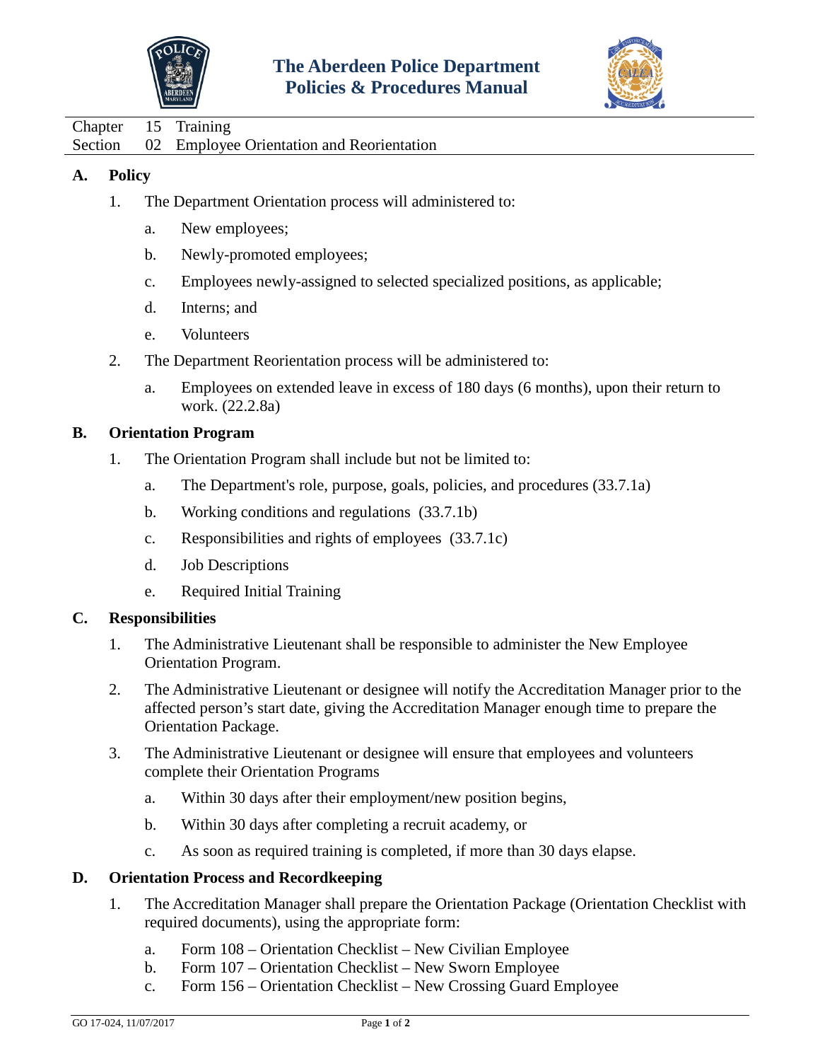# The Aberdeen Police Department Policies & Procedures Manual

Chapter 15 Training
Section 02 Employee Orientation and Reorientation

## A. Policy

1. The Department Orientation process will administered to:
   a. New employees;
   b. Newly-promoted employees;
   c. Employees newly-assigned to selected specialized positions, as applicable;
   d. Interns; and
   e. Volunteers
2. The Department Reorientation process will be administered to:
   a. Employees on extended leave in excess of 180 days (6 months), upon their return to work. (22.2.8a)

## B. Orientation Program

1. The Orientation Program shall include but not be limited to:
   a. The Department's role, purpose, goals, policies, and procedures (33.7.1a)
   b. Working conditions and regulations (33.7.1b)
   c. Responsibilities and rights of employees (33.7.1c)
   d. Job Descriptions
   e. Required Initial Training

## C. Responsibilities

1. The Administrative Lieutenant shall be responsible to administer the New Employee Orientation Program.
2. The Administrative Lieutenant or designee will notify the Accreditation Manager prior to the affected person's start date, giving the Accreditation Manager enough time to prepare the Orientation Package.
3. The Administrative Lieutenant or designee will ensure that employees and volunteers complete their Orientation Programs
   a. Within 30 days after their employment/new position begins,
   b. Within 30 days after completing a recruit academy, or
   c. As soon as required training is completed, if more than 30 days elapse.

## D. Orientation Process and Recordkeeping

1. The Accreditation Manager shall prepare the Orientation Package (Orientation Checklist with required documents), using the appropriate form:
   a. Form 108 – Orientation Checklist – New Civilian Employee
   b. Form 107 – Orientation Checklist – New Sworn Employee
   c. Form 156 – Orientation Checklist – New Crossing Guard Employee

GO 17-024, 11/07/2017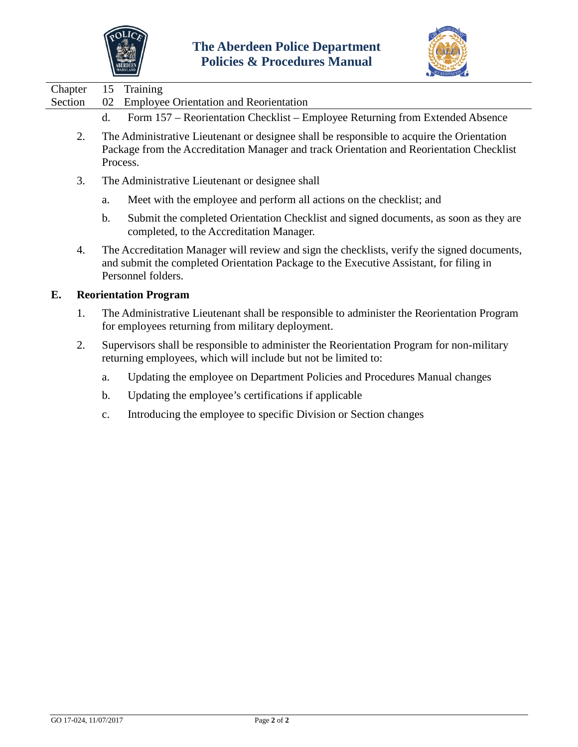d. Form 157 – Reorientation Checklist – Employee Returning from Extended Absence

2. The Administrative Lieutenant or designee shall be responsible to acquire the Orientation Package from the Accreditation Manager and track Orientation and Reorientation Checklist Process.

3. The Administrative Lieutenant or designee shall

   a. Meet with the employee and perform all actions on the checklist; and

   b. Submit the completed Orientation Checklist and signed documents, as soon as they are completed, to the Accreditation Manager.

4. The Accreditation Manager will review and sign the checklists, verify the signed documents, and submit the completed Orientation Package to the Executive Assistant, for filing in Personnel folders.

## E. Reorientation Program

1. The Administrative Lieutenant shall be responsible to administer the Reorientation Program for employees returning from military deployment.

2. Supervisors shall be responsible to administer the Reorientation Program for non-military returning employees, which will include but not be limited to:

   a. Updating the employee on Department Policies and Procedures Manual changes

   b. Updating the employee's certifications if applicable

   c. Introducing the employee to specific Division or Section changes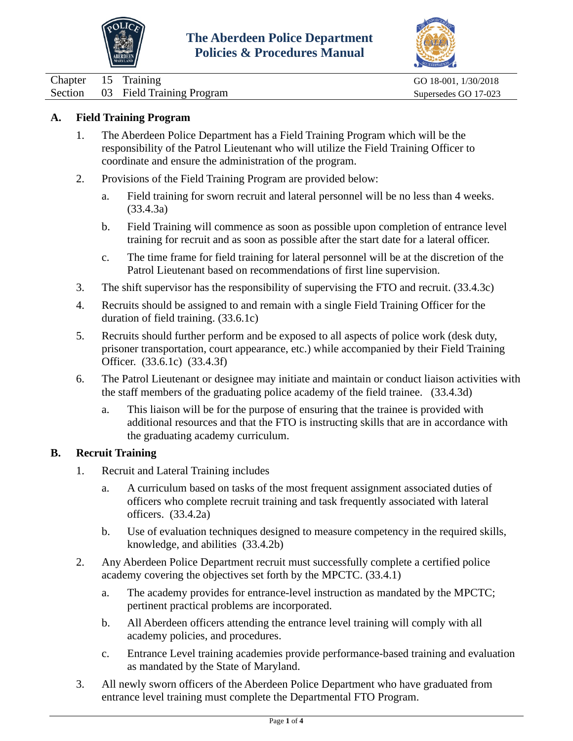Chapter 15 Training
Section 03 Field Training Program

GO 18-001, 1/30/2018
Supersedes GO 17-023

## A. Field Training Program

1. The Aberdeen Police Department has a Field Training Program which will be the responsibility of the Patrol Lieutenant who will utilize the Field Training Officer to coordinate and ensure the administration of the program.
2. Provisions of the Field Training Program are provided below:
   a. Field training for sworn recruit and lateral personnel will be no less than 4 weeks. (33.4.3a)
   b. Field Training will commence as soon as possible upon completion of entrance level training for recruit and as soon as possible after the start date for a lateral officer.
   c. The time frame for field training for lateral personnel will be at the discretion of the Patrol Lieutenant based on recommendations of first line supervision.
3. The shift supervisor has the responsibility of supervising the FTO and recruit. (33.4.3c)
4. Recruits should be assigned to and remain with a single Field Training Officer for the duration of field training. (33.6.1c)
5. Recruits should further perform and be exposed to all aspects of police work (desk duty, prisoner transportation, court appearance, etc.) while accompanied by their Field Training Officer. (33.6.1c) (33.4.3f)
6. The Patrol Lieutenant or designee may initiate and maintain or conduct liaison activities with the staff members of the graduating police academy of the field trainee. (33.4.3d)
   a. This liaison will be for the purpose of ensuring that the trainee is provided with additional resources and that the FTO is instructing skills that are in accordance with the graduating academy curriculum.

## B. Recruit Training

1. Recruit and Lateral Training includes
   a. A curriculum based on tasks of the most frequent assignment associated duties of officers who complete recruit training and task frequently associated with lateral officers. (33.4.2a)
   b. Use of evaluation techniques designed to measure competency in the required skills, knowledge, and abilities (33.4.2b)
2. Any Aberdeen Police Department recruit must successfully complete a certified police academy covering the objectives set forth by the MPCTC. (33.4.1)
   a. The academy provides for entrance-level instruction as mandated by the MPCTC; pertinent practical problems are incorporated.
   b. All Aberdeen officers attending the entrance level training will comply with all academy policies, and procedures.
   c. Entrance Level training academies provide performance-based training and evaluation as mandated by the State of Maryland.
3. All newly sworn officers of the Aberdeen Police Department who have graduated from entrance level training must complete the Departmental FTO Program.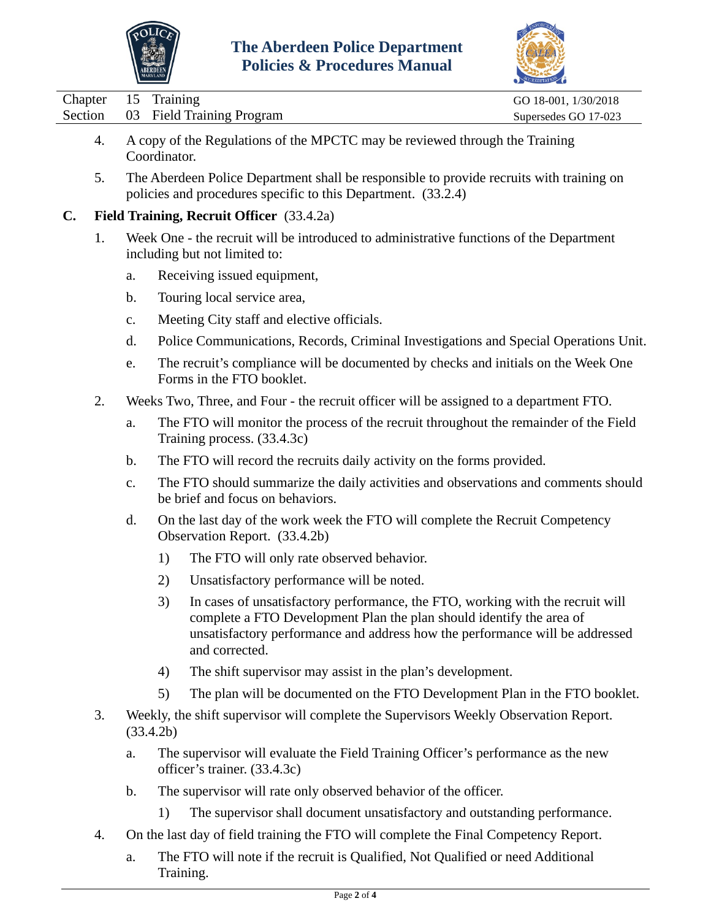4. A copy of the Regulations of the MPCTC may be reviewed through the Training Coordinator.

5. The Aberdeen Police Department shall be responsible to provide recruits with training on policies and procedures specific to this Department. (33.2.4)

**C. Field Training, Recruit Officer** (33.4.2a)

1. Week One - the recruit will be introduced to administrative functions of the Department including but not limited to:

   a. Receiving issued equipment,

   b. Touring local service area,

   c. Meeting City staff and elective officials.

   d. Police Communications, Records, Criminal Investigations and Special Operations Unit.

   e. The recruit's compliance will be documented by checks and initials on the Week One Forms in the FTO booklet.

2. Weeks Two, Three, and Four - the recruit officer will be assigned to a department FTO.

   a. The FTO will monitor the process of the recruit throughout the remainder of the Field Training process. (33.4.3c)

   b. The FTO will record the recruits daily activity on the forms provided.

   c. The FTO should summarize the daily activities and observations and comments should be brief and focus on behaviors.

   d. On the last day of the work week the FTO will complete the Recruit Competency Observation Report. (33.4.2b)

      1) The FTO will only rate observed behavior.

      2) Unsatisfactory performance will be noted.

      3) In cases of unsatisfactory performance, the FTO, working with the recruit will complete a FTO Development Plan the plan should identify the area of unsatisfactory performance and address how the performance will be addressed and corrected.

      4) The shift supervisor may assist in the plan's development.

      5) The plan will be documented on the FTO Development Plan in the FTO booklet.

3. Weekly, the shift supervisor will complete the Supervisors Weekly Observation Report. (33.4.2b)

   a. The supervisor will evaluate the Field Training Officer's performance as the new officer's trainer. (33.4.3c)

   b. The supervisor will rate only observed behavior of the officer.

      1) The supervisor shall document unsatisfactory and outstanding performance.

4. On the last day of field training the FTO will complete the Final Competency Report.

   a. The FTO will note if the recruit is Qualified, Not Qualified or need Additional Training.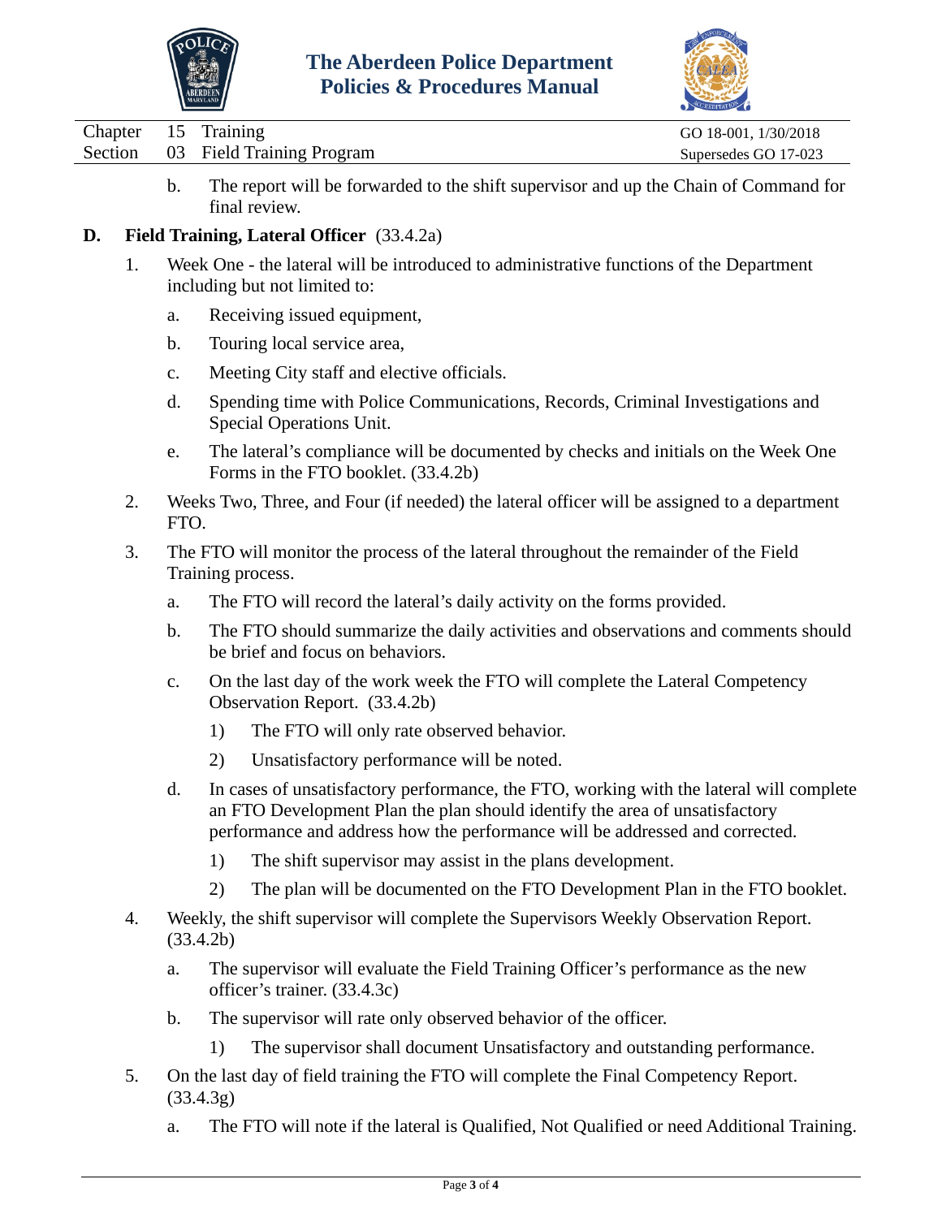b. The report will be forwarded to the shift supervisor and up the Chain of Command for final review.

**D. Field Training, Lateral Officer** (33.4.2a)

1. Week One - the lateral will be introduced to administrative functions of the Department including but not limited to:

   a. Receiving issued equipment,

   b. Touring local service area,

   c. Meeting City staff and elective officials.

   d. Spending time with Police Communications, Records, Criminal Investigations and Special Operations Unit.

   e. The lateral's compliance will be documented by checks and initials on the Week One Forms in the FTO booklet. (33.4.2b)

2. Weeks Two, Three, and Four (if needed) the lateral officer will be assigned to a department FTO.

3. The FTO will monitor the process of the lateral throughout the remainder of the Field Training process.

   a. The FTO will record the lateral's daily activity on the forms provided.

   b. The FTO should summarize the daily activities and observations and comments should be brief and focus on behaviors.

   c. On the last day of the work week the FTO will complete the Lateral Competency Observation Report. (33.4.2b)

      1) The FTO will only rate observed behavior.

      2) Unsatisfactory performance will be noted.

   d. In cases of unsatisfactory performance, the FTO, working with the lateral will complete an FTO Development Plan the plan should identify the area of unsatisfactory performance and address how the performance will be addressed and corrected.

      1) The shift supervisor may assist in the plans development.

      2) The plan will be documented on the FTO Development Plan in the FTO booklet.

4. Weekly, the shift supervisor will complete the Supervisors Weekly Observation Report. (33.4.2b)

   a. The supervisor will evaluate the Field Training Officer's performance as the new officer's trainer. (33.4.3c)

   b. The supervisor will rate only observed behavior of the officer.

      1) The supervisor shall document Unsatisfactory and outstanding performance.

5. On the last day of field training the FTO will complete the Final Competency Report. (33.4.3g)

   a. The FTO will note if the lateral is Qualified, Not Qualified or need Additional Training.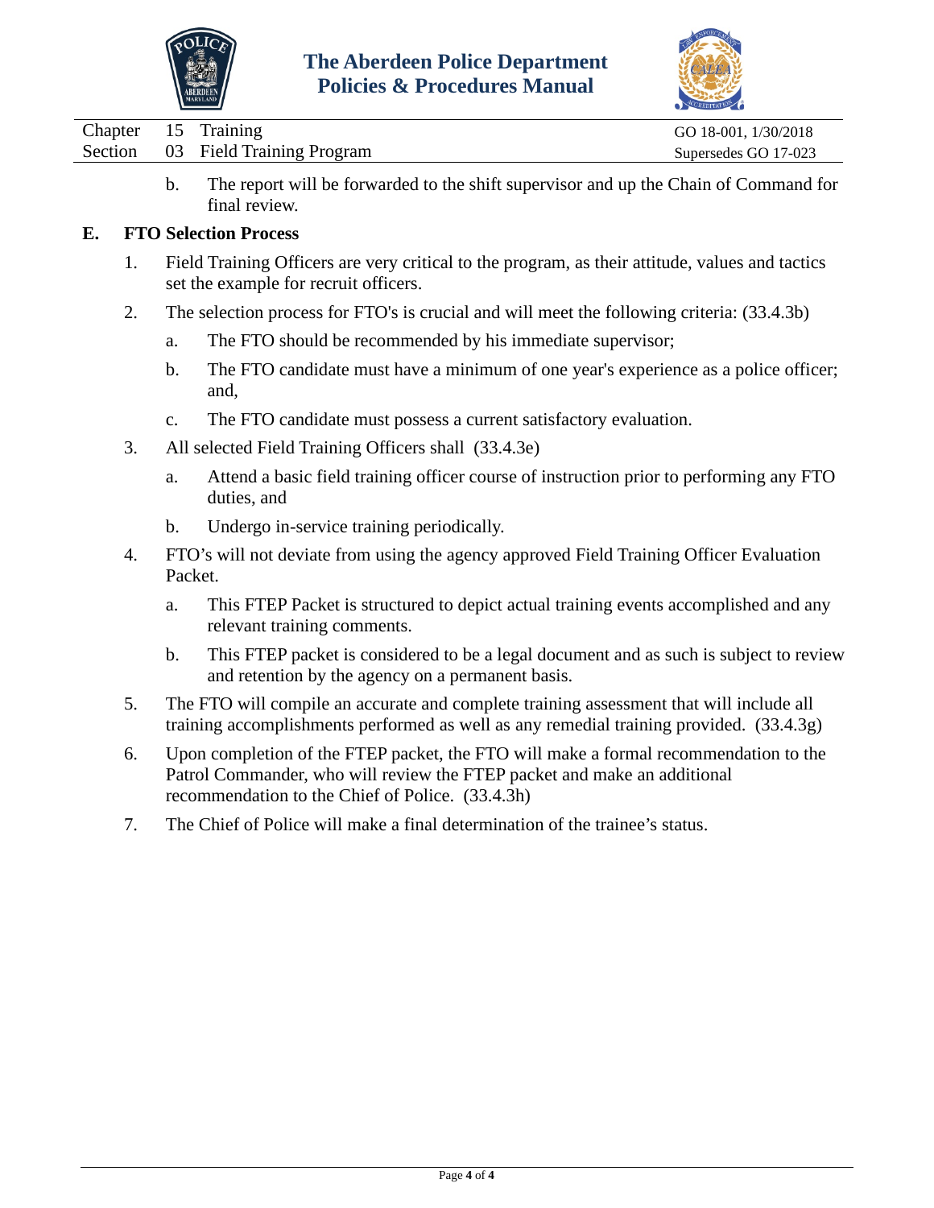b. The report will be forwarded to the shift supervisor and up the Chain of Command for final review.

**E. FTO Selection Process**

1. Field Training Officers are very critical to the program, as their attitude, values and tactics set the example for recruit officers.

2. The selection process for FTO's is crucial and will meet the following criteria: (33.4.3b)

   a. The FTO should be recommended by his immediate supervisor;

   b. The FTO candidate must have a minimum of one year's experience as a police officer; and,

   c. The FTO candidate must possess a current satisfactory evaluation.

3. All selected Field Training Officers shall (33.4.3e)

   a. Attend a basic field training officer course of instruction prior to performing any FTO duties, and

   b. Undergo in-service training periodically.

4. FTO's will not deviate from using the agency approved Field Training Officer Evaluation Packet.

   a. This FTEP Packet is structured to depict actual training events accomplished and any relevant training comments.

   b. This FTEP packet is considered to be a legal document and as such is subject to review and retention by the agency on a permanent basis.

5. The FTO will compile an accurate and complete training assessment that will include all training accomplishments performed as well as any remedial training provided. (33.4.3g)

6. Upon completion of the FTEP packet, the FTO will make a formal recommendation to the Patrol Commander, who will review the FTEP packet and make an additional recommendation to the Chief of Police. (33.4.3h)

7. The Chief of Police will make a final determination of the trainee's status.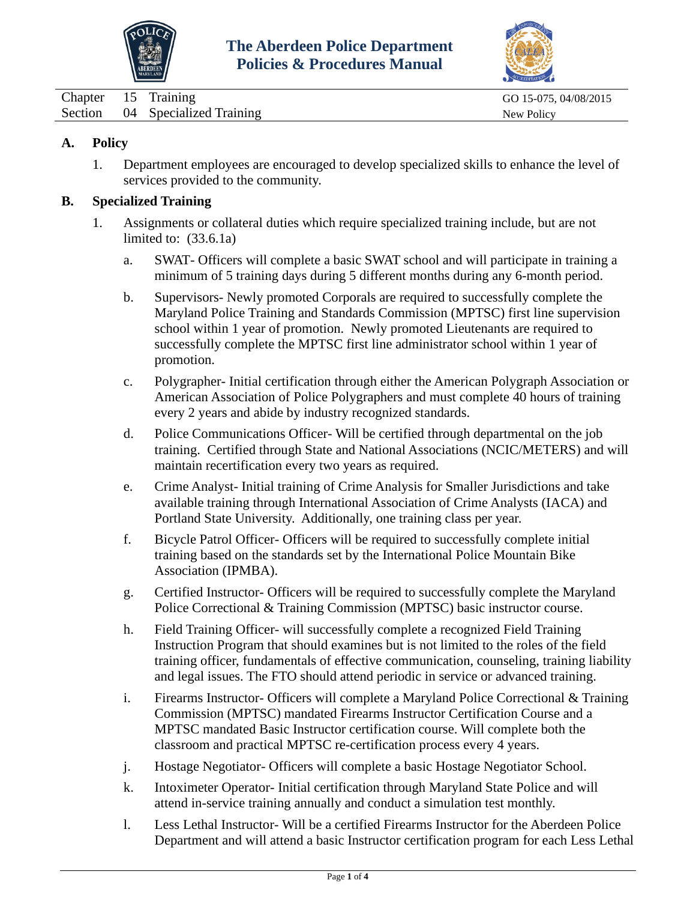| Chapter | 15 | Training | GO 15-075, 04/08/2015 |
| --- | --- | --- | --- |
| Section | 04 | Specialized Training | New Policy |

**A. Policy**

1. Department employees are encouraged to develop specialized skills to enhance the level of services provided to the community.

**B. Specialized Training**

1. Assignments or collateral duties which require specialized training include, but are not limited to: (33.6.1a)

   a. SWAT- Officers will complete a basic SWAT school and will participate in training a minimum of 5 training days during 5 different months during any 6-month period.

   b. Supervisors- Newly promoted Corporals are required to successfully complete the Maryland Police Training and Standards Commission (MPTSC) first line supervision school within 1 year of promotion. Newly promoted Lieutenants are required to successfully complete the MPTSC first line administrator school within 1 year of promotion.

   c. Polygrapher- Initial certification through either the American Polygraph Association or American Association of Police Polygraphers and must complete 40 hours of training every 2 years and abide by industry recognized standards.

   d. Police Communications Officer- Will be certified through departmental on the job training. Certified through State and National Associations (NCIC/METERS) and will maintain recertification every two years as required.

   e. Crime Analyst- Initial training of Crime Analysis for Smaller Jurisdictions and take available training through International Association of Crime Analysts (IACA) and Portland State University. Additionally, one training class per year.

   f. Bicycle Patrol Officer- Officers will be required to successfully complete initial training based on the standards set by the International Police Mountain Bike Association (IPMBA).

   g. Certified Instructor- Officers will be required to successfully complete the Maryland Police Correctional & Training Commission (MPTSC) basic instructor course.

   h. Field Training Officer- will successfully complete a recognized Field Training Instruction Program that should examines but is not limited to the roles of the field training officer, fundamentals of effective communication, counseling, training liability and legal issues. The FTO should attend periodic in service or advanced training.

   i. Firearms Instructor- Officers will complete a Maryland Police Correctional & Training Commission (MPTSC) mandated Firearms Instructor Certification Course and a MPTSC mandated Basic Instructor certification course. Will complete both the classroom and practical MPTSC re-certification process every 4 years.

   j. Hostage Negotiator- Officers will complete a basic Hostage Negotiator School.

   k. Intoximeter Operator- Initial certification through Maryland State Police and will attend in-service training annually and conduct a simulation test monthly.

   l. Less Lethal Instructor- Will be a certified Firearms Instructor for the Aberdeen Police Department and will attend a basic Instructor certification program for each Less Lethal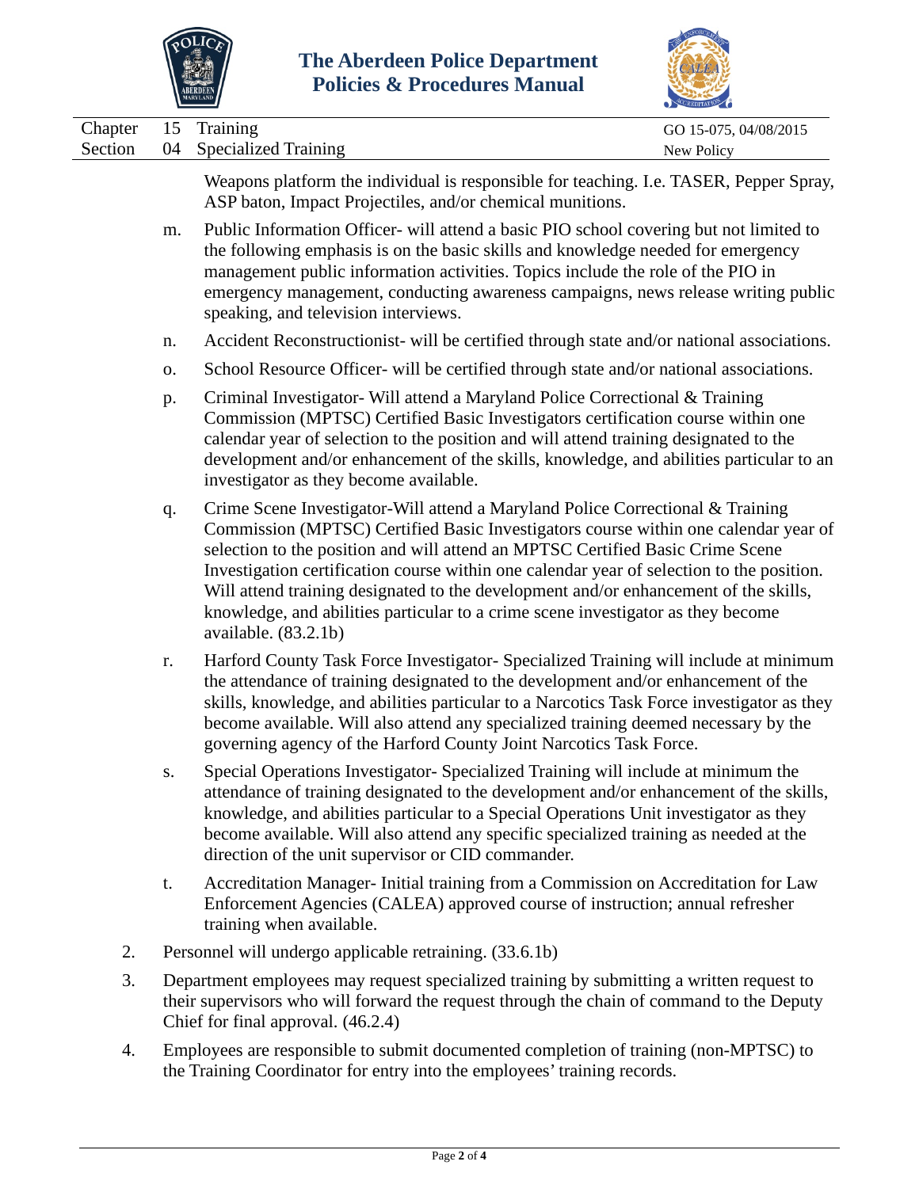Weapons platform the individual is responsible for teaching. I.e. TASER, Pepper Spray, ASP baton, Impact Projectiles, and/or chemical munitions.

m. Public Information Officer- will attend a basic PIO school covering but not limited to the following emphasis is on the basic skills and knowledge needed for emergency management public information activities. Topics include the role of the PIO in emergency management, conducting awareness campaigns, news release writing public speaking, and television interviews.

n. Accident Reconstructionist- will be certified through state and/or national associations.

o. School Resource Officer- will be certified through state and/or national associations.

p. Criminal Investigator- Will attend a Maryland Police Correctional & Training Commission (MPTSC) Certified Basic Investigators certification course within one calendar year of selection to the position and will attend training designated to the development and/or enhancement of the skills, knowledge, and abilities particular to an investigator as they become available.

q. Crime Scene Investigator-Will attend a Maryland Police Correctional & Training Commission (MPTSC) Certified Basic Investigators course within one calendar year of selection to the position and will attend an MPTSC Certified Basic Crime Scene Investigation certification course within one calendar year of selection to the position. Will attend training designated to the development and/or enhancement of the skills, knowledge, and abilities particular to a crime scene investigator as they become available. (83.2.1b)

r. Harford County Task Force Investigator- Specialized Training will include at minimum the attendance of training designated to the development and/or enhancement of the skills, knowledge, and abilities particular to a Narcotics Task Force investigator as they become available. Will also attend any specialized training deemed necessary by the governing agency of the Harford County Joint Narcotics Task Force.

s. Special Operations Investigator- Specialized Training will include at minimum the attendance of training designated to the development and/or enhancement of the skills, knowledge, and abilities particular to a Special Operations Unit investigator as they become available. Will also attend any specific specialized training as needed at the direction of the unit supervisor or CID commander.

t. Accreditation Manager- Initial training from a Commission on Accreditation for Law Enforcement Agencies (CALEA) approved course of instruction; annual refresher training when available.

2. Personnel will undergo applicable retraining. (33.6.1b)

3. Department employees may request specialized training by submitting a written request to their supervisors who will forward the request through the chain of command to the Deputy Chief for final approval. (46.2.4)

4. Employees are responsible to submit documented completion of training (non-MPTSC) to the Training Coordinator for entry into the employees' training records.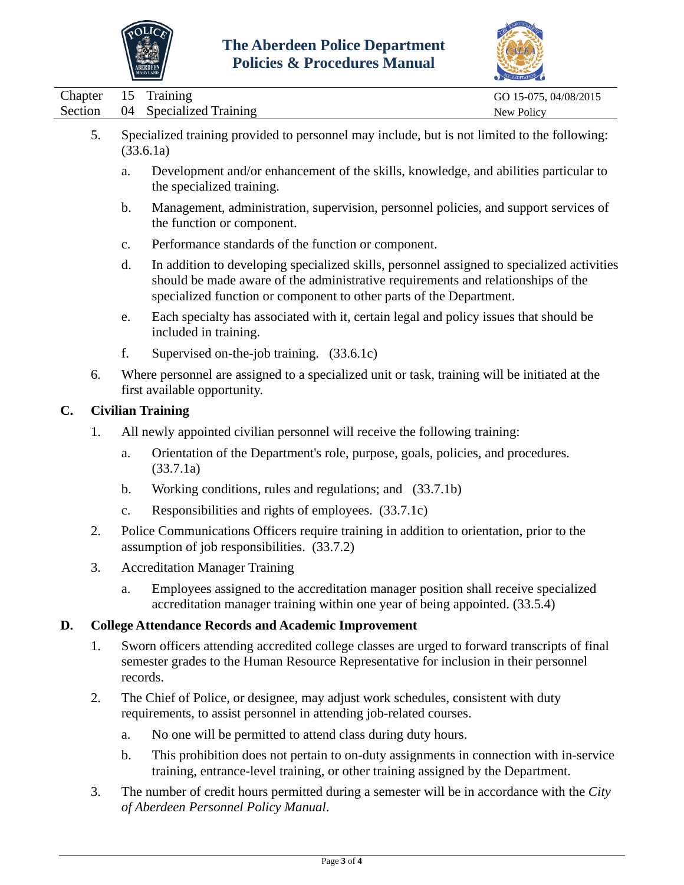5. Specialized training provided to personnel may include, but is not limited to the following: (33.6.1a)

   a. Development and/or enhancement of the skills, knowledge, and abilities particular to the specialized training.

   b. Management, administration, supervision, personnel policies, and support services of the function or component.

   c. Performance standards of the function or component.

   d. In addition to developing specialized skills, personnel assigned to specialized activities should be made aware of the administrative requirements and relationships of the specialized function or component to other parts of the Department.

   e. Each specialty has associated with it, certain legal and policy issues that should be included in training.

   f. Supervised on-the-job training. (33.6.1c)

6. Where personnel are assigned to a specialized unit or task, training will be initiated at the first available opportunity.

## C. Civilian Training

1. All newly appointed civilian personnel will receive the following training:

   a. Orientation of the Department's role, purpose, goals, policies, and procedures. (33.7.1a)

   b. Working conditions, rules and regulations; and (33.7.1b)

   c. Responsibilities and rights of employees. (33.7.1c)

2. Police Communications Officers require training in addition to orientation, prior to the assumption of job responsibilities. (33.7.2)

3. Accreditation Manager Training

   a. Employees assigned to the accreditation manager position shall receive specialized accreditation manager training within one year of being appointed. (33.5.4)

## D. College Attendance Records and Academic Improvement

1. Sworn officers attending accredited college classes are urged to forward transcripts of final semester grades to the Human Resource Representative for inclusion in their personnel records.

2. The Chief of Police, or designee, may adjust work schedules, consistent with duty requirements, to assist personnel in attending job-related courses.

   a. No one will be permitted to attend class during duty hours.

   b. This prohibition does not pertain to on-duty assignments in connection with in-service training, entrance-level training, or other training assigned by the Department.

3. The number of credit hours permitted during a semester will be in accordance with the *City of Aberdeen Personnel Policy Manual*.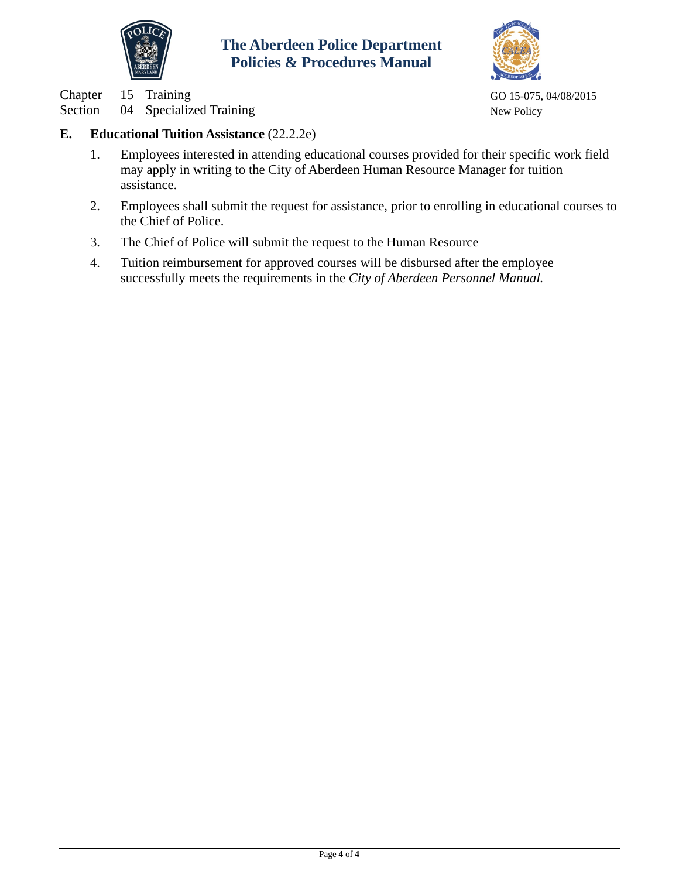**E. Educational Tuition Assistance** (22.2.2e)

1. Employees interested in attending educational courses provided for their specific work field may apply in writing to the City of Aberdeen Human Resource Manager for tuition assistance.

2. Employees shall submit the request for assistance, prior to enrolling in educational courses to the Chief of Police.

3. The Chief of Police will submit the request to the Human Resource

4. Tuition reimbursement for approved courses will be disbursed after the employee successfully meets the requirements in the *City of Aberdeen Personnel Manual.*